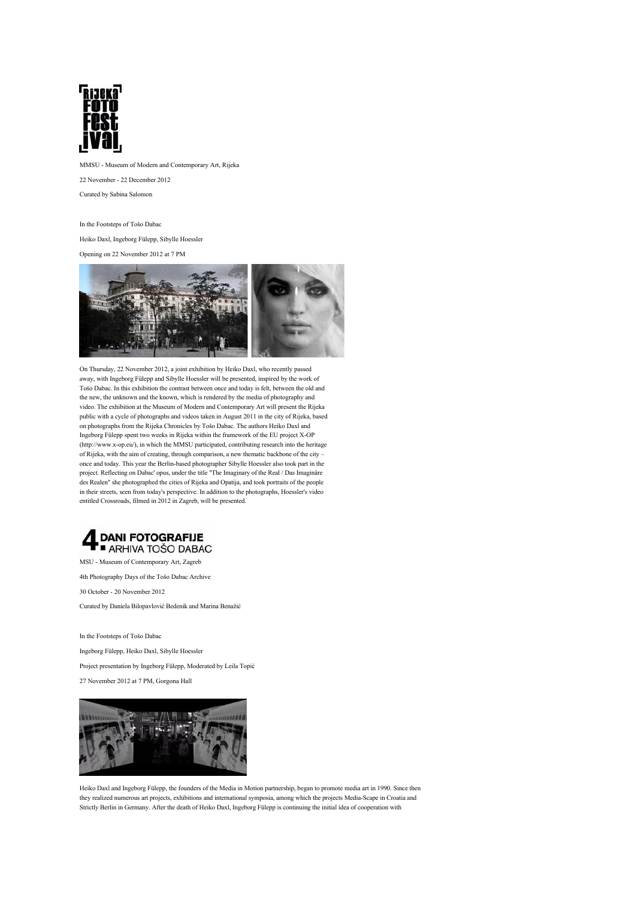Rijeka Foto Festival

MMSU - Museum of Modern and Contemporary Art, Rijeka

22 November - 22 December 2012

Curated by Sabina Salomon

In the Footsteps of Tošo Dabac

Heiko Daxl, Ingeborg Fülepp, Sibylle Hoessler

Opening on 22 November 2012 at 7 PM

On Thursday, 22 November 2012, a joint exhibition by Heiko Daxl, who recently passed away, with Ingeborg Fülepp and Sibylle Hoessler will be presented, inspired by the work of Tošo Dabac. In this exhibition the contrast between once and today is felt, between the old and the new, the unknown and the known, which is rendered by the media of photography and video. The exhibition at the Museum of Modern and Contemporary Art will present the Rijeka public with a cycle of photographs and videos taken in August 2011 in the city of Rijeka, based on photographs from the Rijeka Chronicles by Tošo Dabac. The authors Heiko Daxl and Ingeborg Fülepp spent two weeks in Rijeka within the framework of the EU project X-OP (http://www.x-op.eu/), in which the MMSU participated, contributing research into the heritage of Rijeka, with the aim of creating, through comparison, a new thematic backbone of the city – once and today. This year the Berlin-based photographer Sibylle Hoessler also took part in the project. Reflecting on Dabac' opus, under the title "The Imaginary of the Real / Das Imaginäre des Realen" she photographed the cities of Rijeka and Opatija, and took portraits of the people in their streets, seen from today's perspective. In addition to the photographs, Hoessler's video entitled Crossroads, filmed in 2012 in Zagreb, will be presented.

4. DANI FOTOGRAFIJE ARHIVA TOŠO DABAC

MSU - Museum of Contemporary Art, Zagreb

4th Photography Days of the Tošo Dabac Archive

30 October - 20 November 2012

Curated by Daniela Bilopavlović Bedenik and Marina Benažić

In the Footsteps of Tošo Dabac

Ingeborg Fülepp, Heiko Daxl, Sibylle Hoessler

Project presentation by Ingeborg Fülepp, Moderated by Leila Topić

27 November 2012 at 7 PM, Gorgona Hall

Heiko Daxl and Ingeborg Fülepp, the founders of the Media in Motion partnership, began to promote media art in 1990. Since then they realized numerous art projects, exhibitions and international symposia, among which the projects Media-Scape in Croatia and Strictly Berlin in Germany. After the death of Heiko Daxl, Ingeborg Fülepp is continuing the initial idea of cooperation with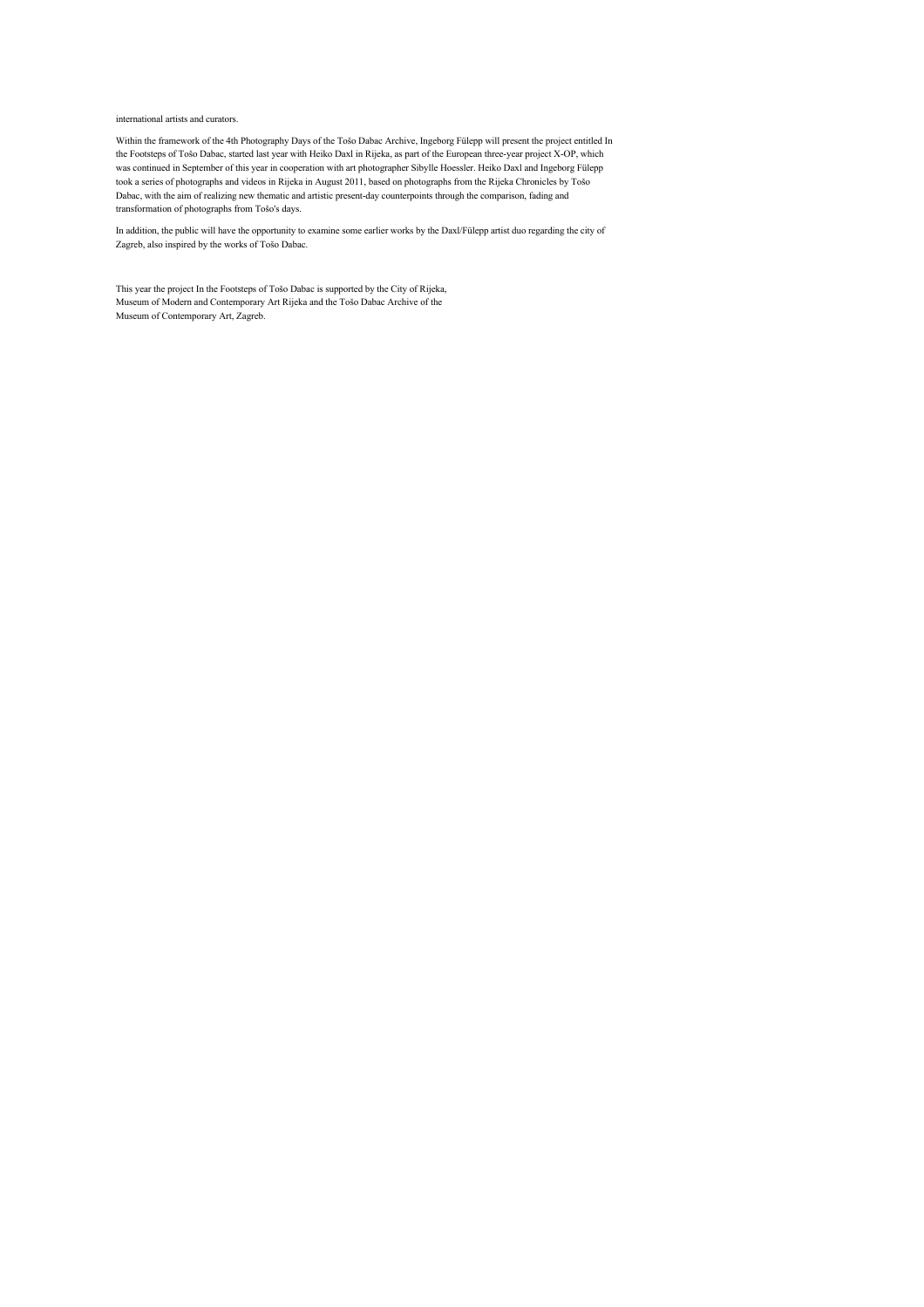international artists and curators.

Within the framework of the 4th Photography Days of the Tošo Dabac Archive, Ingeborg Fülepp will present the project entitled In the Footsteps of Tošo Dabac, started last year with Heiko Daxl in Rijeka, as part of the European three-year project X-OP, which was continued in September of this year in cooperation with art photographer Sibylle Hoessler. Heiko Daxl and Ingeborg Fülepp took a series of photographs and videos in Rijeka in August 2011, based on photographs from the Rijeka Chronicles by Tošo Dabac, with the aim of realizing new thematic and artistic present-day counterpoints through the comparison, fading and transformation of photographs from Tošo's days.

In addition, the public will have the opportunity to examine some earlier works by the Daxl/Fülepp artist duo regarding the city of Zagreb, also inspired by the works of Tošo Dabac.

This year the project In the Footsteps of Tošo Dabac is supported by the City of Rijeka, Museum of Modern and Contemporary Art Rijeka and the Tošo Dabac Archive of the Museum of Contemporary Art, Zagreb.